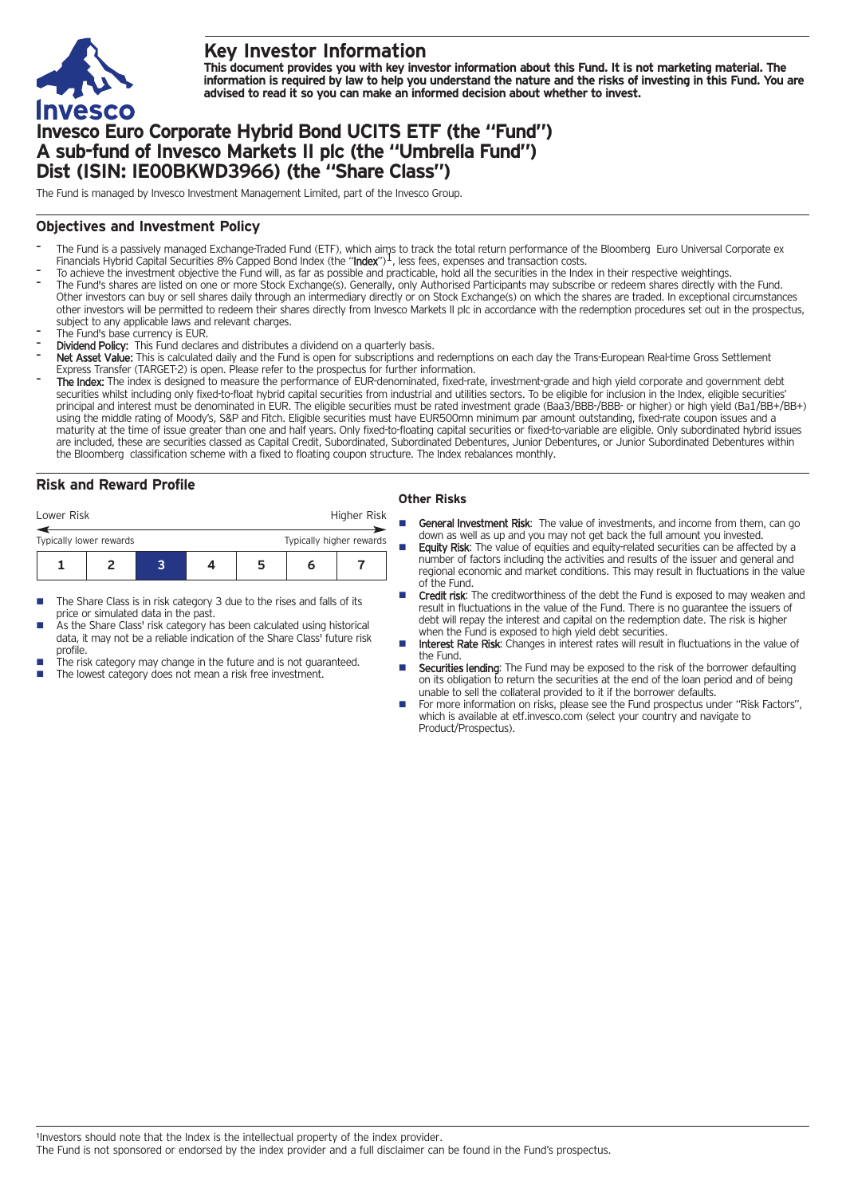# Key Investor Information

**This document provides you with key investor information about this Fund. It is not marketing material. The information is required by law to help you understand the nature and the risks of investing in this Fund. You are advised to read it so you can make an informed decision about whether to invest.**

# Invesco Euro Corporate Hybrid Bond UCITS ETF (the "Fund") A sub-fund of Invesco Markets II plc (the "Umbrella Fund") Dist (ISIN: IE00BKWD3966) (the "Share Class")

The Fund is managed by Invesco Investment Management Limited, part of the Invesco Group.

## Objectives and Investment Policy

- The Fund is a passively managed Exchange-Traded Fund (ETF), which aims to track the total return performance of the Bloomberg Euro Universal Corporate ex Financials Hybrid Capital Securities 8% Capped Bond Index (the "**Index**")[1], less fees, expenses and transaction costs.
- To achieve the investment objective the Fund will, as far as possible and practicable, hold all the securities in the Index in their respective weightings.
- The Fund's shares are listed on one or more Stock Exchange(s). Generally, only Authorised Participants may subscribe or redeem shares directly with the Fund. Other investors can buy or sell shares daily through an intermediary directly or on Stock Exchange(s) on which the shares are traded. In exceptional circumstances other investors will be permitted to redeem their shares directly from Invesco Markets II plc in accordance with the redemption procedures set out in the prospectus, subject to any applicable laws and relevant charges.
- The Fund's base currency is EUR.
- **Dividend Policy:** This Fund declares and distributes a dividend on a quarterly basis.
- **Net Asset Value:** This is calculated daily and the Fund is open for subscriptions and redemptions on each day the Trans-European Real-time Gross Settlement Express Transfer (TARGET-2) is open. Please refer to the prospectus for further information.
- **The Index:** The index is designed to measure the performance of EUR-denominated, fixed-rate, investment-grade and high yield corporate and government debt securities whilst including only fixed-to-float hybrid capital securities from industrial and utilities sectors. To be eligible for inclusion in the Index, eligible securities' principal and interest must be denominated in EUR. The eligible securities must be rated investment grade (Baa3/BBB-/BBB- or higher) or high yield (Ba1/BB+/BB+) using the middle rating of Moody's, S&P and Fitch. Eligible securities must have EUR500mn minimum par amount outstanding, fixed-rate coupon issues and a maturity at the time of issue greater than one and half years. Only fixed-to-floating capital securities or fixed-to-variable are eligible. Only subordinated hybrid issues are included, these are securities classed as Capital Credit, Subordinated, Subordinated Debentures, Junior Debentures, or Junior Subordinated Debentures within the Bloomberg classification scheme with a fixed to floating coupon structure. The Index rebalances monthly.

## Risk and Reward Profile

| Lower Risk | | | | | | Higher Risk |
|---|---|---|---|---|---|---|
| Typically lower rewards | | | | | | Typically higher rewards |
| 1 | 2 | **3** | 4 | 5 | 6 | 7 |

- The Share Class is in risk category 3 due to the rises and falls of its price or simulated data in the past.
- As the Share Class' risk category has been calculated using historical data, it may not be a reliable indication of the Share Class' future risk profile.
- The risk category may change in the future and is not guaranteed.
- The lowest category does not mean a risk free investment.

### Other Risks

- **General Investment Risk**: The value of investments, and income from them, can go down as well as up and you may not get back the full amount you invested.
- **Equity Risk**: The value of equities and equity-related securities can be affected by a number of factors including the activities and results of the issuer and general and regional economic and market conditions. This may result in fluctuations in the value of the Fund.
- **Credit risk**: The creditworthiness of the debt the Fund is exposed to may weaken and result in fluctuations in the value of the Fund. There is no guarantee the issuers of debt will repay the interest and capital on the redemption date. The risk is higher when the Fund is exposed to high yield debt securities.
- **Interest Rate Risk**: Changes in interest rates will result in fluctuations in the value of the Fund.
- **Securities lending**: The Fund may be exposed to the risk of the borrower defaulting on its obligation to return the securities at the end of the loan period and of being unable to sell the collateral provided to it if the borrower defaults.
- For more information on risks, please see the Fund prospectus under "Risk Factors", which is available at etf.invesco.com (select your country and navigate to Product/Prospectus).

[1] Investors should note that the Index is the intellectual property of the index provider.
The Fund is not sponsored or endorsed by the index provider and a full disclaimer can be found in the Fund's prospectus.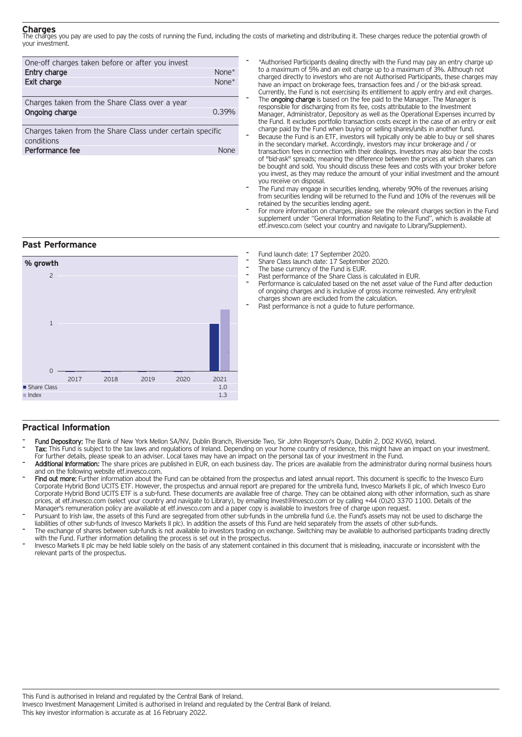## Charges

The charges you pay are used to pay the costs of running the Fund, including the costs of marketing and distributing it. These charges reduce the potential growth of your investment.

| | |
|---|---|
| One-off charges taken before or after you invest | |
| **Entry charge** | None* |
| **Exit charge** | None* |
| Charges taken from the Share Class over a year | |
| **Ongoing charge** | 0.39% |
| Charges taken from the Share Class under certain specific conditions | |
| **Performance fee** | None |

- *Authorised Participants dealing directly with the Fund may pay an entry charge up to a maximum of 5% and an exit charge up to a maximum of 3%. Although not charged directly to investors who are not Authorised Participants, these charges may have an impact on brokerage fees, transaction fees and / or the bid-ask spread. Currently, the Fund is not exercising its entitlement to apply entry and exit charges.
- The **ongoing charge** is based on the fee paid to the Manager. The Manager is responsible for discharging from its fee, costs attributable to the Investment Manager, Administrator, Depository as well as the Operational Expenses incurred by the Fund. It excludes portfolio transaction costs except in the case of an entry or exit charge paid by the Fund when buying or selling shares/units in another fund.
- Because the Fund is an ETF, investors will typically only be able to buy or sell shares in the secondary market. Accordingly, investors may incur brokerage and / or transaction fees in connection with their dealings. Investors may also bear the costs of "bid-ask" spreads; meaning the difference between the prices at which shares can be bought and sold. You should discuss these fees and costs with your broker before you invest, as they may reduce the amount of your initial investment and the amount you receive on disposal.
- The Fund may engage in securities lending, whereby 90% of the revenues arising from securities lending will be returned to the Fund and 10% of the revenues will be retained by the securities lending agent.
- For more information on charges, please see the relevant charges section in the Fund supplement under "General Information Relating to the Fund", which is available at etf.invesco.com (select your country and navigate to Library/Supplement).

## Past Performance

% growth

2
1
0

2017 2018 2019 2020 2021

Share Class 1.0
Index 1.3

- Fund launch date: 17 September 2020.
- Share Class launch date: 17 September 2020.
- The base currency of the Fund is EUR.
- Past performance of the Share Class is calculated in EUR.
- Performance is calculated based on the net asset value of the Fund after deduction of ongoing charges and is inclusive of gross income reinvested. Any entry/exit charges shown are excluded from the calculation.
- Past performance is not a guide to future performance.

## Practical Information

- **Fund Depository:** The Bank of New York Mellon SA/NV, Dublin Branch, Riverside Two, Sir John Rogerson's Quay, Dublin 2, D02 KV60, Ireland.
- **Tax:** This Fund is subject to the tax laws and regulations of Ireland. Depending on your home country of residence, this might have an impact on your investment. For further details, please speak to an adviser. Local taxes may have an impact on the personal tax of your investment in the Fund.
- **Additional Information:** The share prices are published in EUR, on each business day. The prices are available from the administrator during normal business hours and on the following website etf.invesco.com.
- **Find out more:** Further information about the Fund can be obtained from the prospectus and latest annual report. This document is specific to the Invesco Euro Corporate Hybrid Bond UCITS ETF. However, the prospectus and annual report are prepared for the umbrella fund, Invesco Markets II plc, of which Invesco Euro Corporate Hybrid Bond UCITS ETF is a sub-fund. These documents are available free of charge. They can be obtained along with other information, such as share prices, at etf.invesco.com (select your country and navigate to Library), by emailing Invest@Invesco.com or by calling +44 (0)20 3370 1100. Details of the Manager's remuneration policy are available at etf.invesco.com and a paper copy is available to investors free of charge upon request.
- Pursuant to Irish law, the assets of this Fund are segregated from other sub-funds in the umbrella fund (i.e. the Fund's assets may not be used to discharge the liabilities of other sub-funds of Invesco Markets II plc). In addition the assets of this Fund are held separately from the assets of other sub-funds.
- The exchange of shares between sub-funds is not available to investors trading on exchange. Switching may be available to authorised participants trading directly with the Fund. Further information detailing the process is set out in the prospectus.
- Invesco Markets II plc may be held liable solely on the basis of any statement contained in this document that is misleading, inaccurate or inconsistent with the relevant parts of the prospectus.

This Fund is authorised in Ireland and regulated by the Central Bank of Ireland.
Invesco Investment Management Limited is authorised in Ireland and regulated by the Central Bank of Ireland.
This key investor information is accurate as at 16 February 2022.